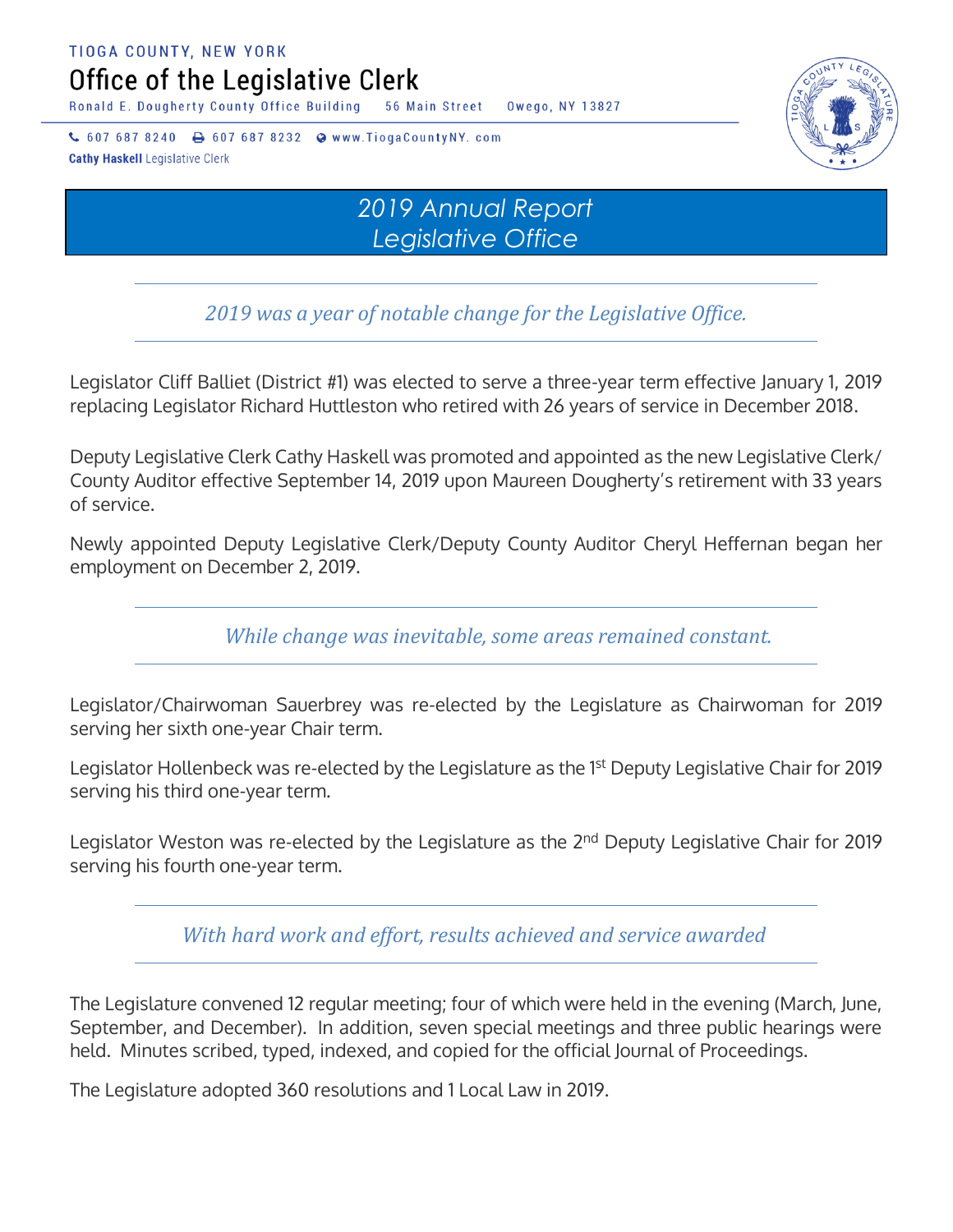TIOGA COUNTY, NEW YORK

# Office of the Legislative Clerk

Ronald E. Dougherty County Office Building 56 Main Street Owego, NY 13827

607 687 8240 607 687 8232 www.TiogaCountyNY. com

**Cathy Haskell** Legislative Clerk

## *2019 Annual Report Legislative Office*

*2019 was a year of notable change for the Legislative Office.*

Legislator Cliff Balliet (District #1) was elected to serve a three-year term effective January 1, 2019 replacing Legislator Richard Huttleston who retired with 26 years of service in December 2018.

Deputy Legislative Clerk Cathy Haskell was promoted and appointed as the new Legislative Clerk/ County Auditor effective September 14, 2019 upon Maureen Dougherty's retirement with 33 years of service.

Newly appointed Deputy Legislative Clerk/Deputy County Auditor Cheryl Heffernan began her employment on December 2, 2019.

*While change was inevitable, some areas remained constant.*

Legislator/Chairwoman Sauerbrey was re-elected by the Legislature as Chairwoman for 2019 serving her sixth one-year Chair term.

Legislator Hollenbeck was re-elected by the Legislature as the 1st Deputy Legislative Chair for 2019 serving his third one-year term.

Legislator Weston was re-elected by the Legislature as the 2nd Deputy Legislative Chair for 2019 serving his fourth one-year term.

*With hard work and effort, results achieved and service awarded*

The Legislature convened 12 regular meeting; four of which were held in the evening (March, June, September, and December). In addition, seven special meetings and three public hearings were held. Minutes scribed, typed, indexed, and copied for the official Journal of Proceedings.

The Legislature adopted 360 resolutions and 1 Local Law in 2019.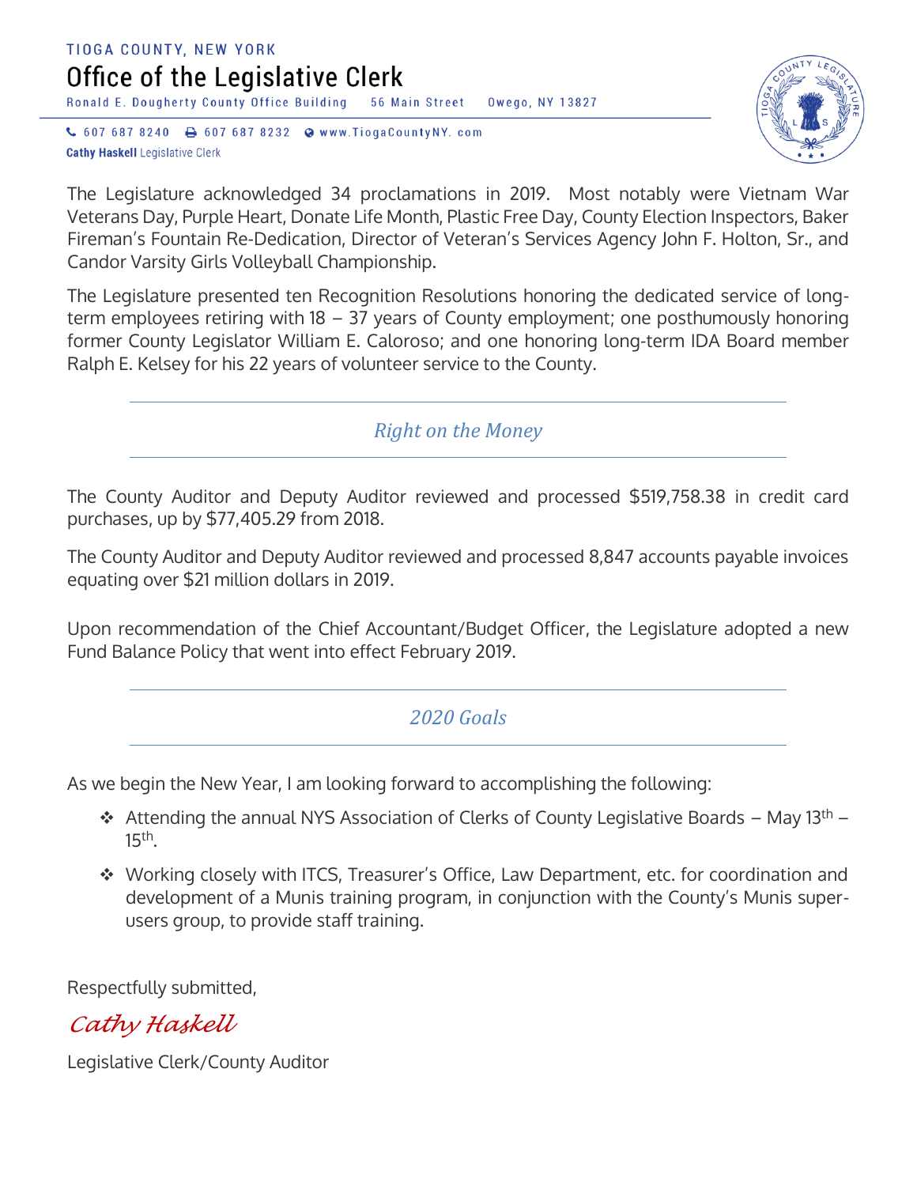TIOGA COUNTY, NEW YORK

# Office of the Legislative Clerk

Ronald E. Dougherty County Office Building   56 Main Street   Owego, NY 13827

607 687 8240   607 687 8232   www.TiogaCountyNY. com

**Cathy Haskell** Legislative Clerk

The Legislature acknowledged 34 proclamations in 2019. Most notably were Vietnam War Veterans Day, Purple Heart, Donate Life Month, Plastic Free Day, County Election Inspectors, Baker Fireman's Fountain Re-Dedication, Director of Veteran's Services Agency John F. Holton, Sr., and Candor Varsity Girls Volleyball Championship.

The Legislature presented ten Recognition Resolutions honoring the dedicated service of long-term employees retiring with 18 – 37 years of County employment; one posthumously honoring former County Legislator William E. Caloroso; and one honoring long-term IDA Board member Ralph E. Kelsey for his 22 years of volunteer service to the County.

## *Right on the Money*

The County Auditor and Deputy Auditor reviewed and processed $519,758.38 in credit card purchases, up by $77,405.29 from 2018.

The County Auditor and Deputy Auditor reviewed and processed 8,847 accounts payable invoices equating over $21 million dollars in 2019.

Upon recommendation of the Chief Accountant/Budget Officer, the Legislature adopted a new Fund Balance Policy that went into effect February 2019.

## *2020 Goals*

As we begin the New Year, I am looking forward to accomplishing the following:

- Attending the annual NYS Association of Clerks of County Legislative Boards – May 13th – 15th.
- Working closely with ITCS, Treasurer's Office, Law Department, etc. for coordination and development of a Munis training program, in conjunction with the County's Munis super-users group, to provide staff training.

Respectfully submitted,

*Cathy Haskell*

Legislative Clerk/County Auditor